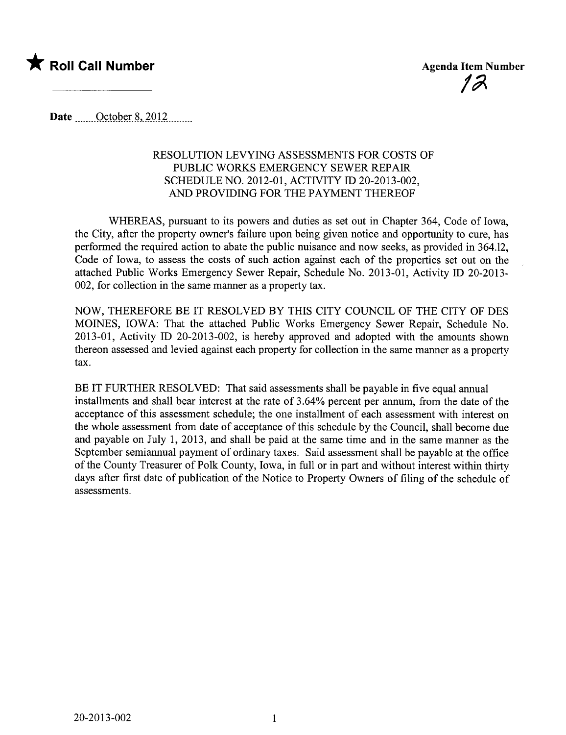★ **Roll Call Number**

**Agenda Item Number**

12

**Date** October 8, 2012

RESOLUTION LEVYING ASSESSMENTS FOR COSTS OF PUBLIC WORKS EMERGENCY SEWER REPAIR SCHEDULE NO. 2012-01, ACTIVITY ID 20-2013-002, AND PROVIDING FOR THE PAYMENT THEREOF

WHEREAS, pursuant to its powers and duties as set out in Chapter 364, Code of Iowa, the City, after the property owner's failure upon being given notice and opportunity to cure, has performed the required action to abate the public nuisance and now seeks, as provided in 364.12, Code of Iowa, to assess the costs of such action against each of the properties set out on the attached Public Works Emergency Sewer Repair, Schedule No. 2013-01, Activity ID 20-2013-002, for collection in the same manner as a property tax.

NOW, THEREFORE BE IT RESOLVED BY THIS CITY COUNCIL OF THE CITY OF DES MOINES, IOWA: That the attached Public Works Emergency Sewer Repair, Schedule No. 2013-01, Activity ID 20-2013-002, is hereby approved and adopted with the amounts shown thereon assessed and levied against each property for collection in the same manner as a property tax.

BE IT FURTHER RESOLVED: That said assessments shall be payable in five equal annual installments and shall bear interest at the rate of 3.64% percent per annum, from the date of the acceptance of this assessment schedule; the one installment of each assessment with interest on the whole assessment from date of acceptance of this schedule by the Council, shall become due and payable on July 1, 2013, and shall be paid at the same time and in the same manner as the September semiannual payment of ordinary taxes. Said assessment shall be payable at the office of the County Treasurer of Polk County, Iowa, in full or in part and without interest within thirty days after first date of publication of the Notice to Property Owners of filing of the schedule of assessments.

20-2013-002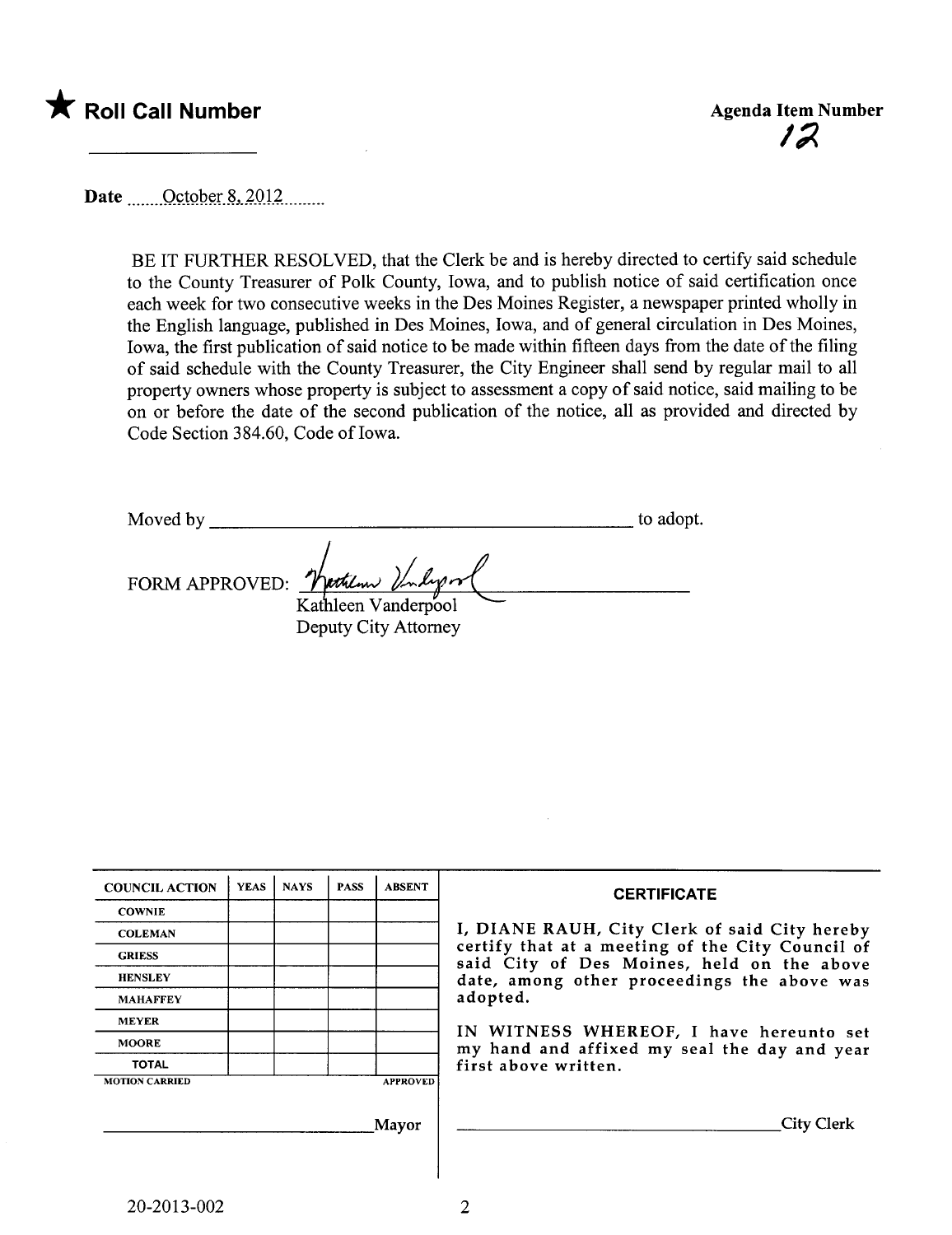★ **Roll Call Number**

**Agenda Item Number**
12

**Date** October 8, 2012

BE IT FURTHER RESOLVED, that the Clerk be and is hereby directed to certify said schedule to the County Treasurer of Polk County, Iowa, and to publish notice of said certification once each week for two consecutive weeks in the Des Moines Register, a newspaper printed wholly in the English language, published in Des Moines, Iowa, and of general circulation in Des Moines, Iowa, the first publication of said notice to be made within fifteen days from the date of the filing of said schedule with the County Treasurer, the City Engineer shall send by regular mail to all property owners whose property is subject to assessment a copy of said notice, said mailing to be on or before the date of the second publication of the notice, all as provided and directed by Code Section 384.60, Code of Iowa.

Moved by ______________________________ to adopt.

FORM APPROVED: Kathleen Vanderpool
Kathleen Vanderpool
Deputy City Attorney

| COUNCIL ACTION | YEAS | NAYS | PASS | ABSENT |
|---|---|---|---|---|
| COWNIE | | | | |
| COLEMAN | | | | |
| GRIESS | | | | |
| HENSLEY | | | | |
| MAHAFFEY | | | | |
| MEYER | | | | |
| MOORE | | | | |
| TOTAL | | | | |
| MOTION CARRIED | | | | APPROVED |

______________________________ Mayor

**CERTIFICATE**

I, DIANE RAUH, City Clerk of said City hereby certify that at a meeting of the City Council of said City of Des Moines, held on the above date, among other proceedings the above was adopted.

IN WITNESS WHEREOF, I have hereunto set my hand and affixed my seal the day and year first above written.

______________________________ City Clerk

20-2013-002